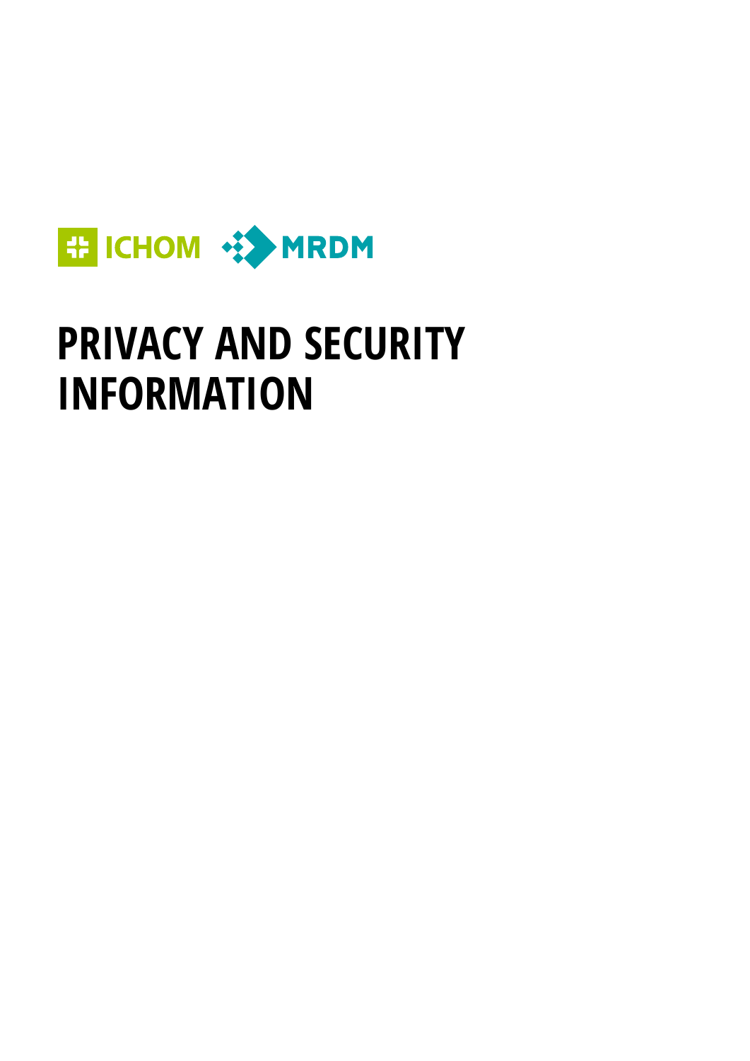ICHOM MRDM

# PRIVACY AND SECURITY INFORMATION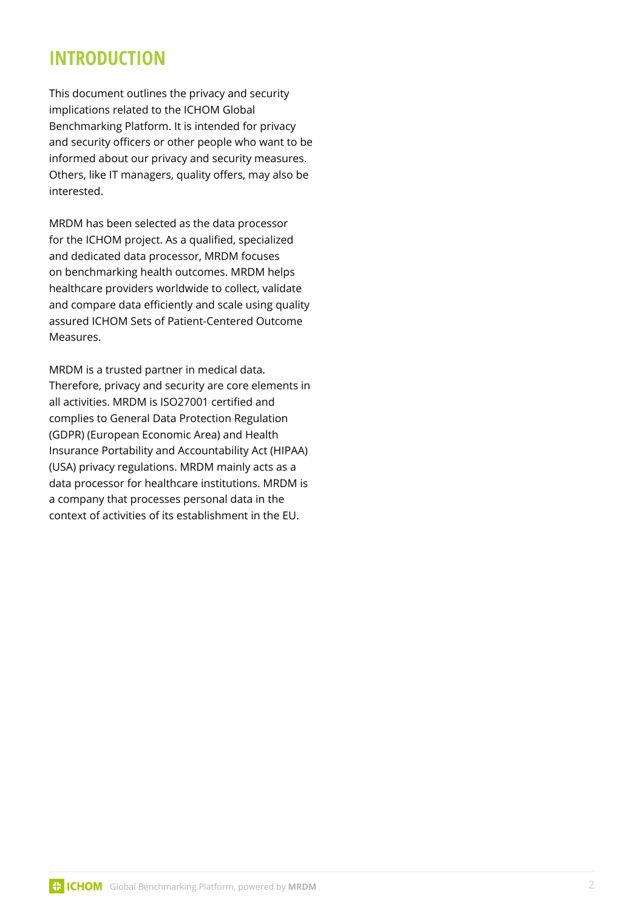# INTRODUCTION

This document outlines the privacy and security implications related to the ICHOM Global Benchmarking Platform. It is intended for privacy and security officers or other people who want to be informed about our privacy and security measures. Others, like IT managers, quality offers, may also be interested.

MRDM has been selected as the data processor for the ICHOM project. As a qualified, specialized and dedicated data processor, MRDM focuses on benchmarking health outcomes. MRDM helps healthcare providers worldwide to collect, validate and compare data efficiently and scale using quality assured ICHOM Sets of Patient-Centered Outcome Measures.

MRDM is a trusted partner in medical data. Therefore, privacy and security are core elements in all activities. MRDM is ISO27001 certified and complies to General Data Protection Regulation (GDPR) (European Economic Area) and Health Insurance Portability and Accountability Act (HIPAA) (USA) privacy regulations. MRDM mainly acts as a data processor for healthcare institutions. MRDM is a company that processes personal data in the context of activities of its establishment in the EU.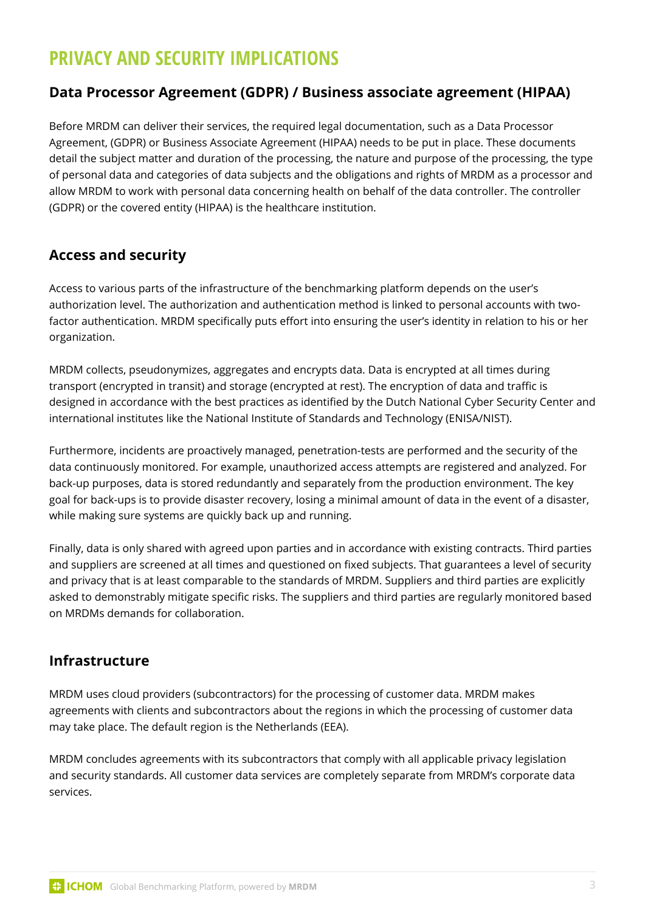# PRIVACY AND SECURITY IMPLICATIONS

## Data Processor Agreement (GDPR) / Business associate agreement (HIPAA)

Before MRDM can deliver their services, the required legal documentation, such as a Data Processor Agreement, (GDPR) or Business Associate Agreement (HIPAA) needs to be put in place. These documents detail the subject matter and duration of the processing, the nature and purpose of the processing, the type of personal data and categories of data subjects and the obligations and rights of MRDM as a processor and allow MRDM to work with personal data concerning health on behalf of the data controller. The controller (GDPR) or the covered entity (HIPAA) is the healthcare institution.

## Access and security

Access to various parts of the infrastructure of the benchmarking platform depends on the user's authorization level. The authorization and authentication method is linked to personal accounts with two-factor authentication. MRDM specifically puts effort into ensuring the user's identity in relation to his or her organization.

MRDM collects, pseudonymizes, aggregates and encrypts data. Data is encrypted at all times during transport (encrypted in transit) and storage (encrypted at rest). The encryption of data and traffic is designed in accordance with the best practices as identified by the Dutch National Cyber Security Center and international institutes like the National Institute of Standards and Technology (ENISA/NIST).

Furthermore, incidents are proactively managed, penetration-tests are performed and the security of the data continuously monitored. For example, unauthorized access attempts are registered and analyzed. For back-up purposes, data is stored redundantly and separately from the production environment. The key goal for back-ups is to provide disaster recovery, losing a minimal amount of data in the event of a disaster, while making sure systems are quickly back up and running.

Finally, data is only shared with agreed upon parties and in accordance with existing contracts. Third parties and suppliers are screened at all times and questioned on fixed subjects. That guarantees a level of security and privacy that is at least comparable to the standards of MRDM. Suppliers and third parties are explicitly asked to demonstrably mitigate specific risks. The suppliers and third parties are regularly monitored based on MRDMs demands for collaboration.

## Infrastructure

MRDM uses cloud providers (subcontractors) for the processing of customer data. MRDM makes agreements with clients and subcontractors about the regions in which the processing of customer data may take place. The default region is the Netherlands (EEA).

MRDM concludes agreements with its subcontractors that comply with all applicable privacy legislation and security standards. All customer data services are completely separate from MRDM's corporate data services.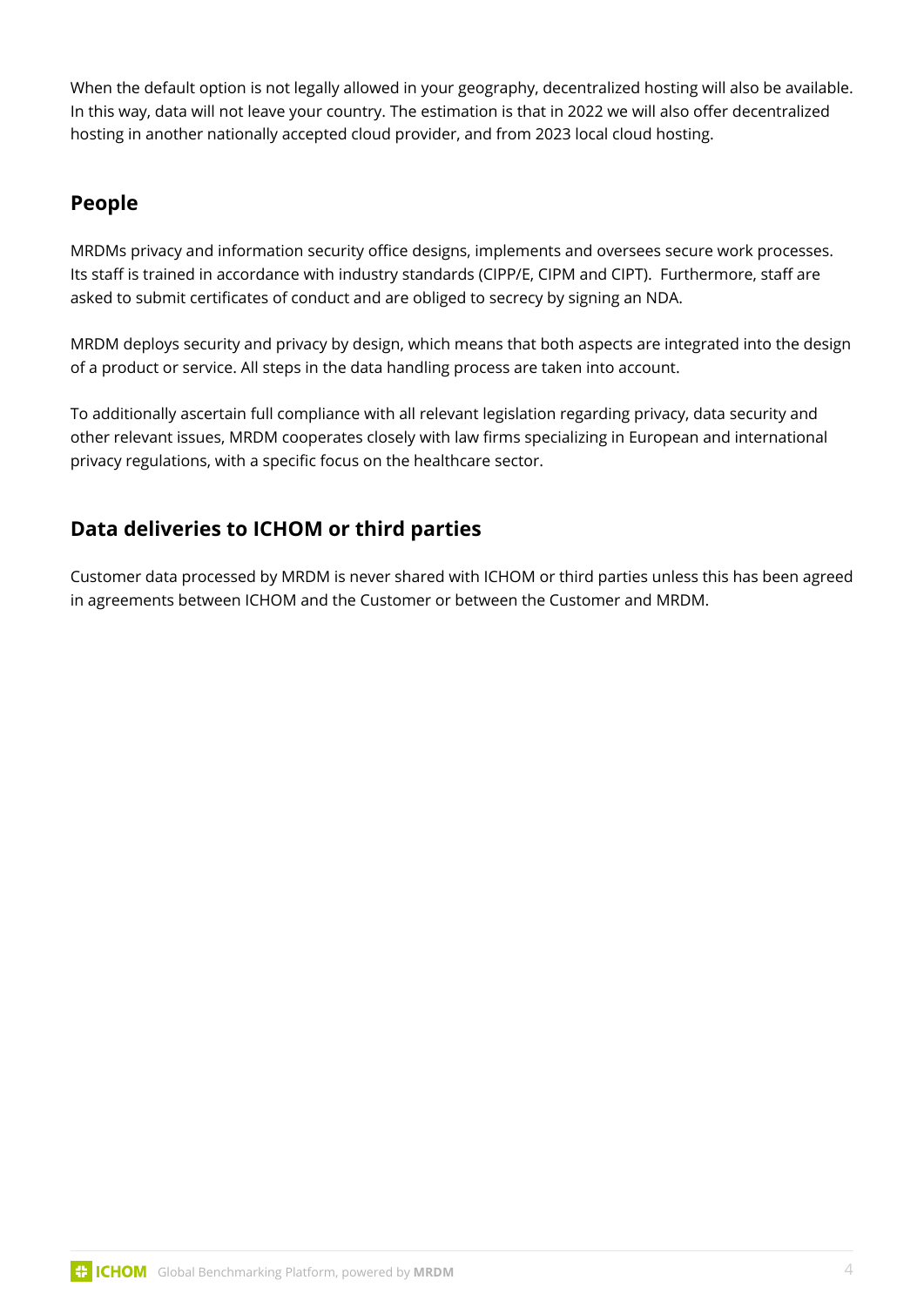When the default option is not legally allowed in your geography, decentralized hosting will also be available. In this way, data will not leave your country. The estimation is that in 2022 we will also offer decentralized hosting in another nationally accepted cloud provider, and from 2023 local cloud hosting.

## People

MRDMs privacy and information security office designs, implements and oversees secure work processes. Its staff is trained in accordance with industry standards (CIPP/E, CIPM and CIPT). Furthermore, staff are asked to submit certificates of conduct and are obliged to secrecy by signing an NDA.

MRDM deploys security and privacy by design, which means that both aspects are integrated into the design of a product or service. All steps in the data handling process are taken into account.

To additionally ascertain full compliance with all relevant legislation regarding privacy, data security and other relevant issues, MRDM cooperates closely with law firms specializing in European and international privacy regulations, with a specific focus on the healthcare sector.

## Data deliveries to ICHOM or third parties

Customer data processed by MRDM is never shared with ICHOM or third parties unless this has been agreed in agreements between ICHOM and the Customer or between the Customer and MRDM.